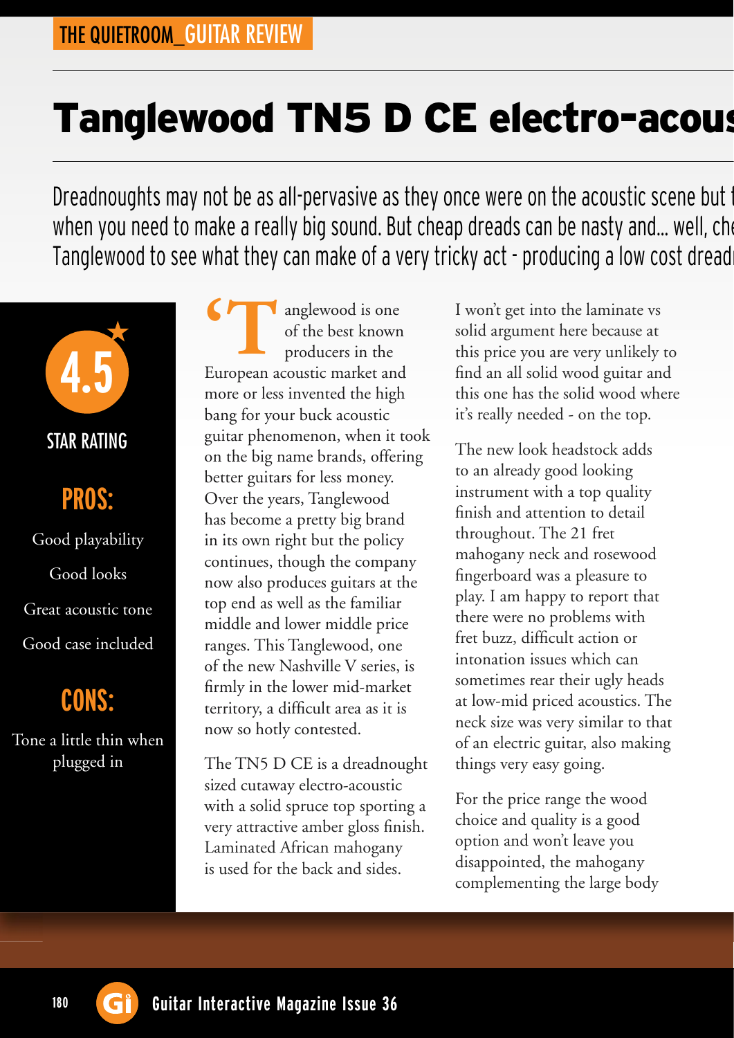THE QUIETROOM_GUITAR REVIEW

# Tanglewood TN5 D CE electro-acous

Dreadnoughts may not be as all-pervasive as they once were on the acoustic scene but t when you need to make a really big sound. But cheap dreads can be nasty and... well, che Tanglewood to see what they can make of a very tricky act - producing a low cost dread

4.5

STAR RATING

## PROS:

Good playability

Good looks

Great acoustic tone

Good case included

## CONS:

Tone a little thin when plugged in

'Tanglewood is one of the best known producers in the European acoustic market and more or less invented the high bang for your buck acoustic guitar phenomenon, when it took on the big name brands, offering better guitars for less money. Over the years, Tanglewood has become a pretty big brand in its own right but the policy continues, though the company now also produces guitars at the top end as well as the familiar middle and lower middle price ranges. This Tanglewood, one of the new Nashville V series, is firmly in the lower mid-market territory, a difficult area as it is now so hotly contested.

The TN5 D CE is a dreadnought sized cutaway electro-acoustic with a solid spruce top sporting a very attractive amber gloss finish. Laminated African mahogany is used for the back and sides.

I won't get into the laminate vs solid argument here because at this price you are very unlikely to find an all solid wood guitar and this one has the solid wood where it's really needed - on the top.

The new look headstock adds to an already good looking instrument with a top quality finish and attention to detail throughout. The 21 fret mahogany neck and rosewood fingerboard was a pleasure to play. I am happy to report that there were no problems with fret buzz, difficult action or intonation issues which can sometimes rear their ugly heads at low-mid priced acoustics. The neck size was very similar to that of an electric guitar, also making things very easy going.

For the price range the wood choice and quality is a good option and won't leave you disappointed, the mahogany complementing the large body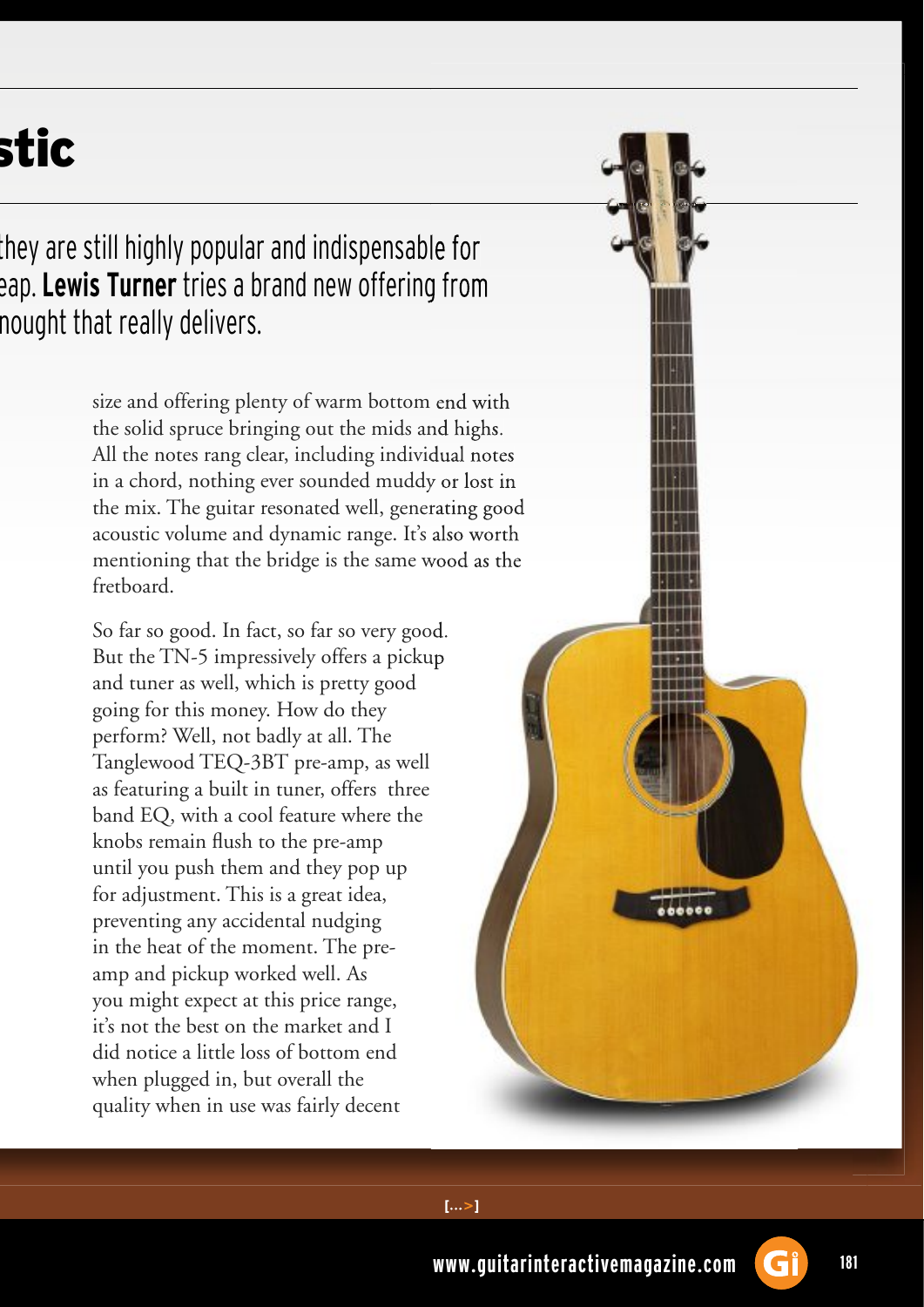# stic

they are still highly popular and indispensable for eap. **Lewis Turner** tries a brand new offering from nought that really delivers.

size and offering plenty of warm bottom end with the solid spruce bringing out the mids and highs. All the notes rang clear, including individual notes in a chord, nothing ever sounded muddy or lost in the mix. The guitar resonated well, generating good acoustic volume and dynamic range. It's also worth mentioning that the bridge is the same wood as the fretboard.

So far so good. In fact, so far so very good. But the TN-5 impressively offers a pickup and tuner as well, which is pretty good going for this money. How do they perform? Well, not badly at all. The Tanglewood TEQ-3BT pre-amp, as well as featuring a built in tuner, offers three band EQ, with a cool feature where the knobs remain flush to the pre-amp until you push them and they pop up for adjustment. This is a great idea, preventing any accidental nudging in the heat of the moment. The pre-amp and pickup worked well. As you might expect at this price range, it's not the best on the market and I did notice a little loss of bottom end when plugged in, but overall the quality when in use was fairly decent

[...>]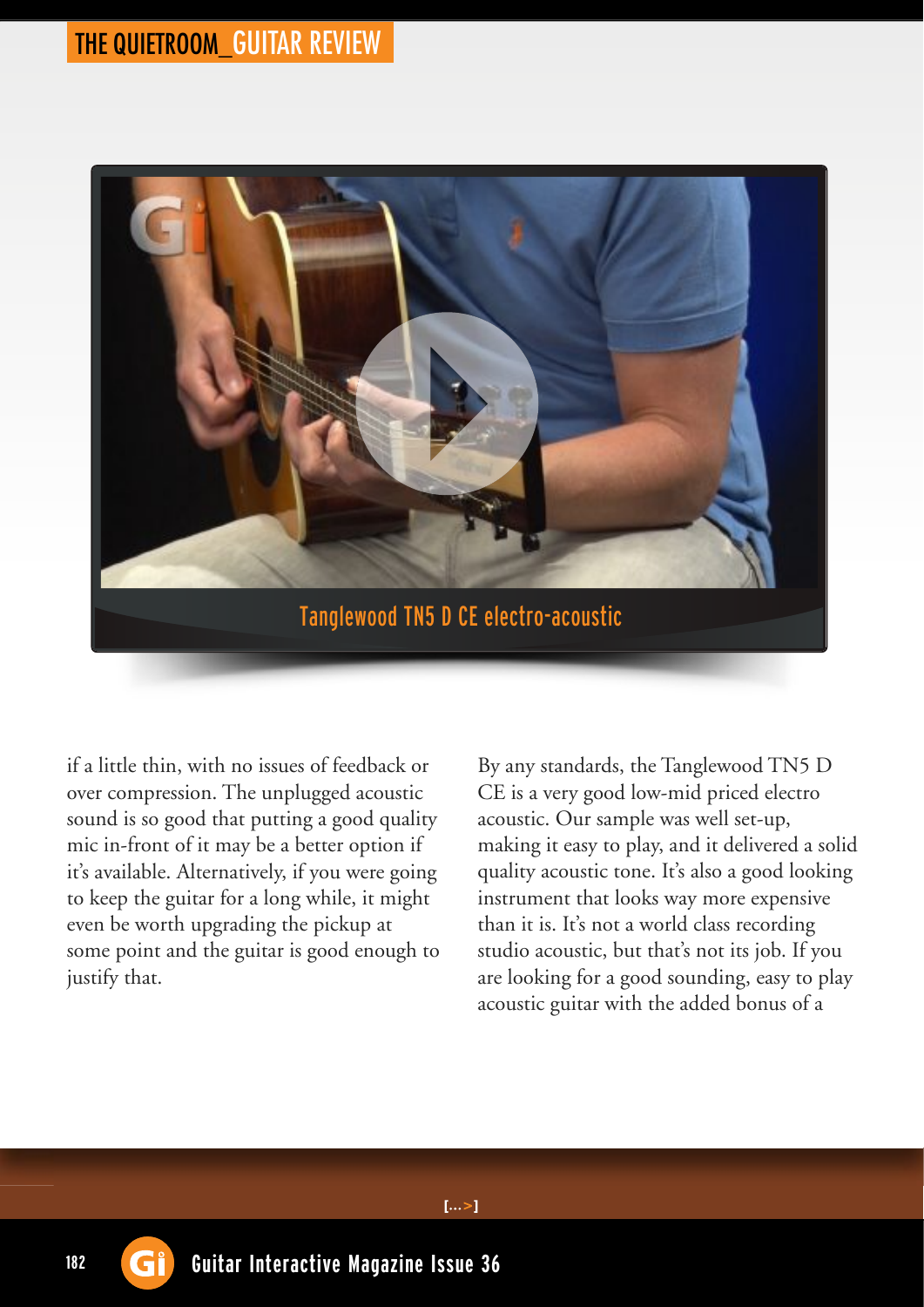Tanglewood TN5 D CE electro-acoustic

if a little thin, with no issues of feedback or over compression. The unplugged acoustic sound is so good that putting a good quality mic in-front of it may be a better option if it's available. Alternatively, if you were going to keep the guitar for a long while, it might even be worth upgrading the pickup at some point and the guitar is good enough to justify that.

By any standards, the Tanglewood TN5 D CE is a very good low-mid priced electro acoustic. Our sample was well set-up, making it easy to play, and it delivered a solid quality acoustic tone. It's also a good looking instrument that looks way more expensive than it is. It's not a world class recording studio acoustic, but that's not its job. If you are looking for a good sounding, easy to play acoustic guitar with the added bonus of a

[...>]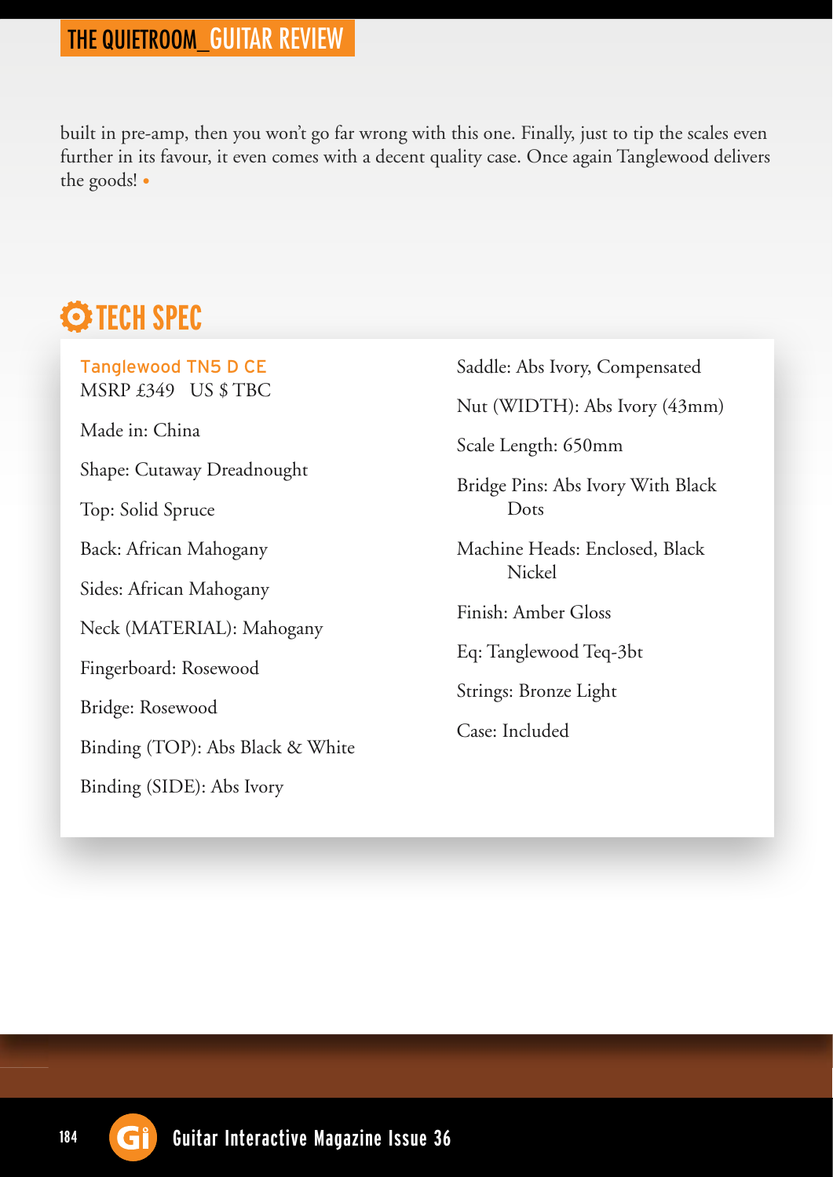built in pre-amp, then you won't go far wrong with this one. Finally, just to tip the scales even further in its favour, it even comes with a decent quality case. Once again Tanglewood delivers the goods! •

## TECH SPEC

**Tanglewood TN5 D CE**
MSRP £349 US $ TBC

Made in: China

Shape: Cutaway Dreadnought

Top: Solid Spruce

Back: African Mahogany

Sides: African Mahogany

Neck (MATERIAL): Mahogany

Fingerboard: Rosewood

Bridge: Rosewood

Binding (TOP): Abs Black & White

Binding (SIDE): Abs Ivory

Saddle: Abs Ivory, Compensated

Nut (WIDTH): Abs Ivory (43mm)

Scale Length: 650mm

Bridge Pins: Abs Ivory With Black Dots

Machine Heads: Enclosed, Black Nickel

Finish: Amber Gloss

Eq: Tanglewood Teq-3bt

Strings: Bronze Light

Case: Included